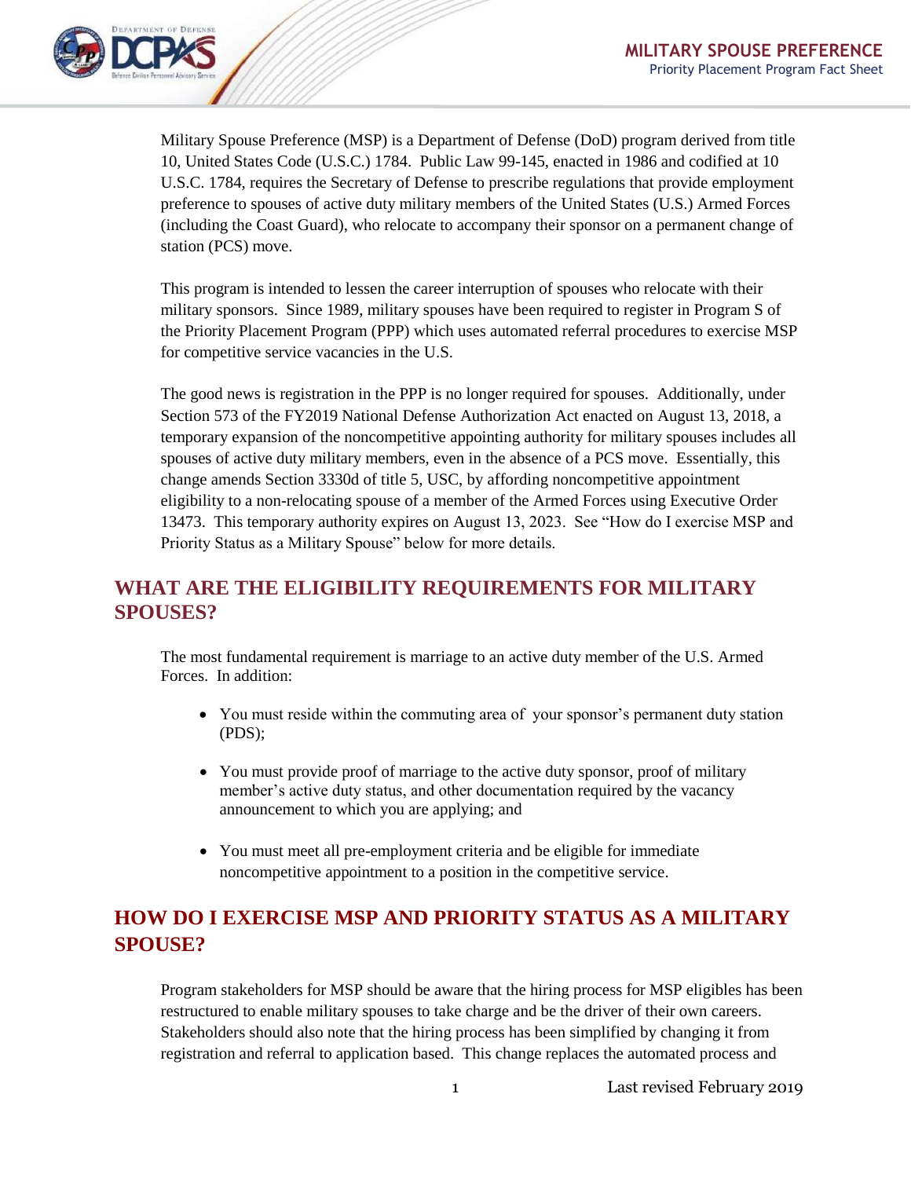# MILITARY SPOUSE PREFERENCE

Priority Placement Program Fact Sheet

Military Spouse Preference (MSP) is a Department of Defense (DoD) program derived from title 10, United States Code (U.S.C.) 1784. Public Law 99-145, enacted in 1986 and codified at 10 U.S.C. 1784, requires the Secretary of Defense to prescribe regulations that provide employment preference to spouses of active duty military members of the United States (U.S.) Armed Forces (including the Coast Guard), who relocate to accompany their sponsor on a permanent change of station (PCS) move.

This program is intended to lessen the career interruption of spouses who relocate with their military sponsors. Since 1989, military spouses have been required to register in Program S of the Priority Placement Program (PPP) which uses automated referral procedures to exercise MSP for competitive service vacancies in the U.S.

The good news is registration in the PPP is no longer required for spouses. Additionally, under Section 573 of the FY2019 National Defense Authorization Act enacted on August 13, 2018, a temporary expansion of the noncompetitive appointing authority for military spouses includes all spouses of active duty military members, even in the absence of a PCS move. Essentially, this change amends Section 3330d of title 5, USC, by affording noncompetitive appointment eligibility to a non-relocating spouse of a member of the Armed Forces using Executive Order 13473. This temporary authority expires on August 13, 2023. See "How do I exercise MSP and Priority Status as a Military Spouse" below for more details.

## WHAT ARE THE ELIGIBILITY REQUIREMENTS FOR MILITARY SPOUSES?

The most fundamental requirement is marriage to an active duty member of the U.S. Armed Forces. In addition:

- You must reside within the commuting area of your sponsor's permanent duty station (PDS);
- You must provide proof of marriage to the active duty sponsor, proof of military member's active duty status, and other documentation required by the vacancy announcement to which you are applying; and
- You must meet all pre-employment criteria and be eligible for immediate noncompetitive appointment to a position in the competitive service.

## HOW DO I EXERCISE MSP AND PRIORITY STATUS AS A MILITARY SPOUSE?

Program stakeholders for MSP should be aware that the hiring process for MSP eligibles has been restructured to enable military spouses to take charge and be the driver of their own careers. Stakeholders should also note that the hiring process has been simplified by changing it from registration and referral to application based. This change replaces the automated process and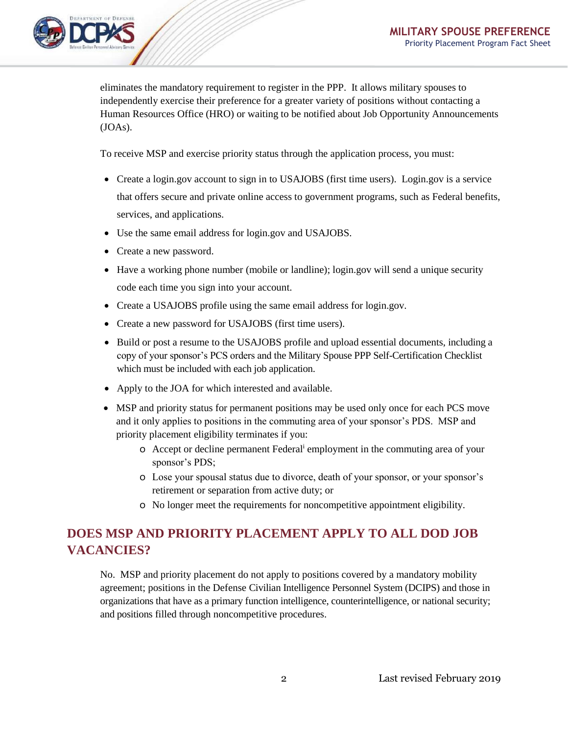eliminates the mandatory requirement to register in the PPP. It allows military spouses to independently exercise their preference for a greater variety of positions without contacting a Human Resources Office (HRO) or waiting to be notified about Job Opportunity Announcements (JOAs).

To receive MSP and exercise priority status through the application process, you must:

- Create a login.gov account to sign in to USAJOBS (first time users). Login.gov is a service that offers secure and private online access to government programs, such as Federal benefits, services, and applications.
- Use the same email address for login.gov and USAJOBS.
- Create a new password.
- Have a working phone number (mobile or landline); login.gov will send a unique security code each time you sign into your account.
- Create a USAJOBS profile using the same email address for login.gov.
- Create a new password for USAJOBS (first time users).
- Build or post a resume to the USAJOBS profile and upload essential documents, including a copy of your sponsor's PCS orders and the Military Spouse PPP Self-Certification Checklist which must be included with each job application.
- Apply to the JOA for which interested and available.
- MSP and priority status for permanent positions may be used only once for each PCS move and it only applies to positions in the commuting area of your sponsor's PDS. MSP and priority placement eligibility terminates if you:
  - Accept or decline permanent Federal[i] employment in the commuting area of your sponsor's PDS;
  - Lose your spousal status due to divorce, death of your sponsor, or your sponsor's retirement or separation from active duty; or
  - No longer meet the requirements for noncompetitive appointment eligibility.

## DOES MSP AND PRIORITY PLACEMENT APPLY TO ALL DOD JOB VACANCIES?

No. MSP and priority placement do not apply to positions covered by a mandatory mobility agreement; positions in the Defense Civilian Intelligence Personnel System (DCIPS) and those in organizations that have as a primary function intelligence, counterintelligence, or national security; and positions filled through noncompetitive procedures.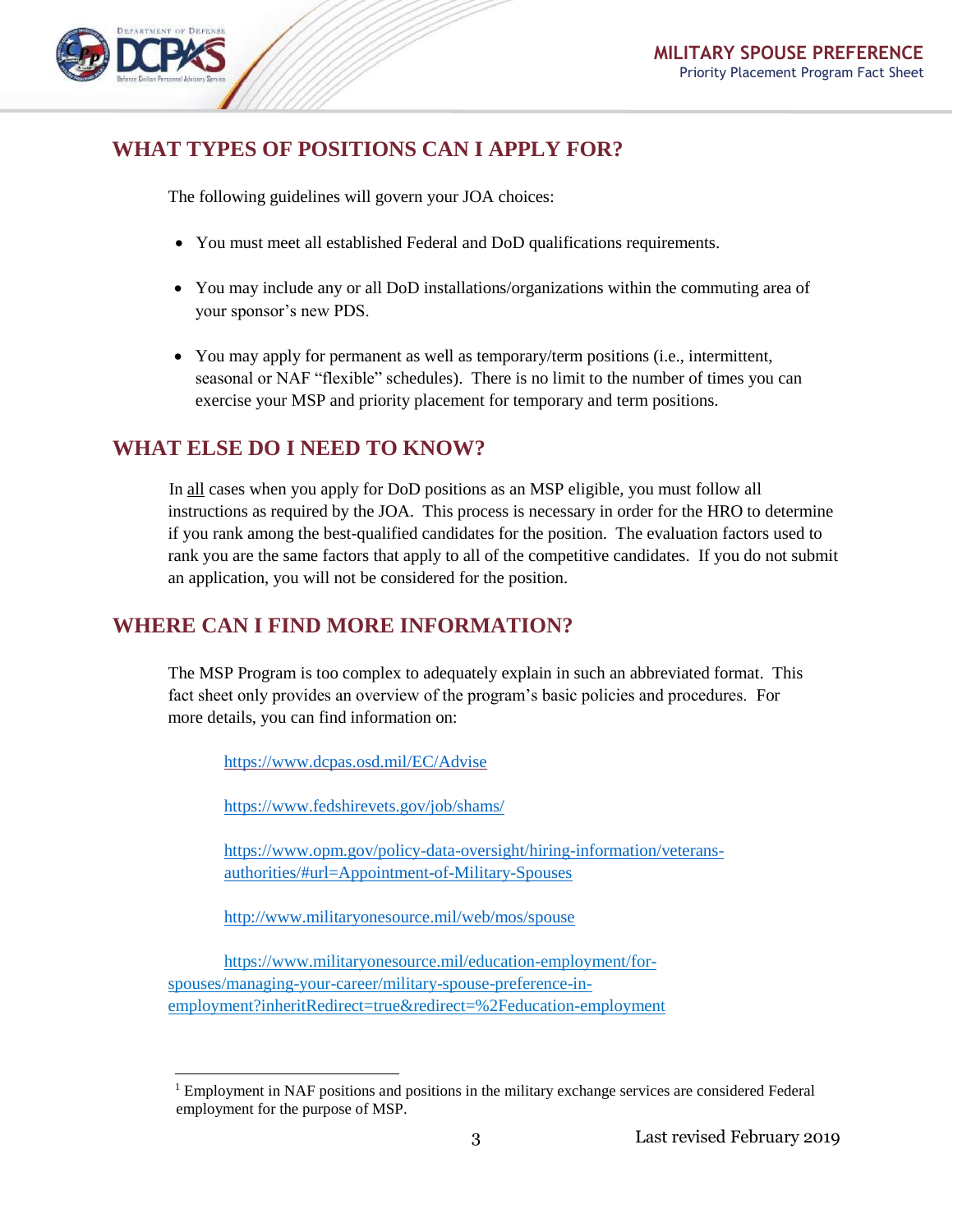## WHAT TYPES OF POSITIONS CAN I APPLY FOR?

The following guidelines will govern your JOA choices:

- You must meet all established Federal and DoD qualifications requirements.
- You may include any or all DoD installations/organizations within the commuting area of your sponsor's new PDS.
- You may apply for permanent as well as temporary/term positions (i.e., intermittent, seasonal or NAF "flexible" schedules). There is no limit to the number of times you can exercise your MSP and priority placement for temporary and term positions.

## WHAT ELSE DO I NEED TO KNOW?

In all cases when you apply for DoD positions as an MSP eligible, you must follow all instructions as required by the JOA. This process is necessary in order for the HRO to determine if you rank among the best-qualified candidates for the position. The evaluation factors used to rank you are the same factors that apply to all of the competitive candidates. If you do not submit an application, you will not be considered for the position.

## WHERE CAN I FIND MORE INFORMATION?

The MSP Program is too complex to adequately explain in such an abbreviated format. This fact sheet only provides an overview of the program's basic policies and procedures. For more details, you can find information on:

https://www.dcpas.osd.mil/EC/Advise

https://www.fedshirevets.gov/job/shams/

https://www.opm.gov/policy-data-oversight/hiring-information/veterans-authorities/#url=Appointment-of-Military-Spouses

http://www.militaryonesource.mil/web/mos/spouse

https://www.militaryonesource.mil/education-employment/for-spouses/managing-your-career/military-spouse-preference-in-employment?inheritRedirect=true&redirect=%2Feducation-employment

[1] Employment in NAF positions and positions in the military exchange services are considered Federal employment for the purpose of MSP.

Last revised February 2019